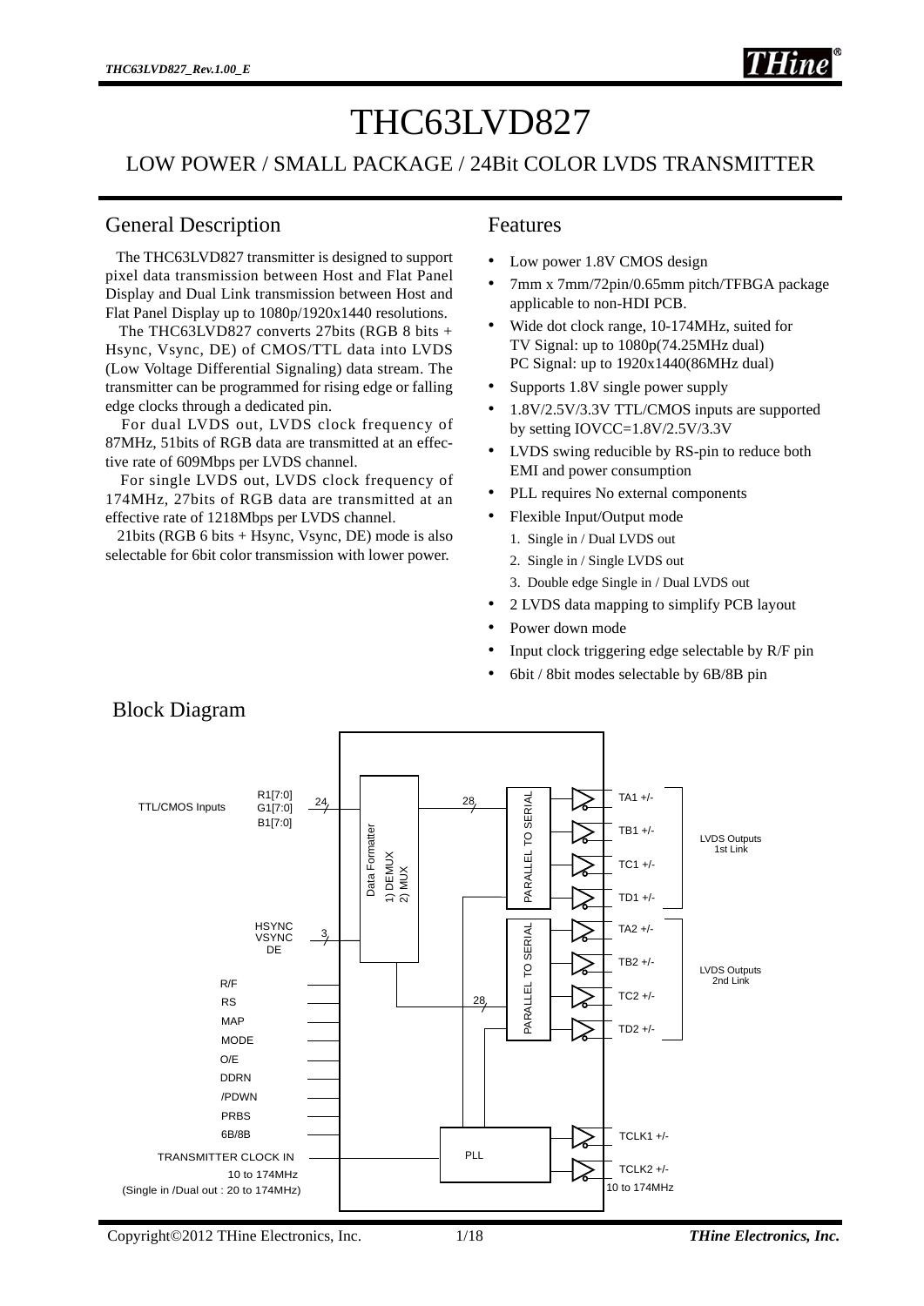# THC63LVD827

## LOW POWER / SMALL PACKAGE / 24Bit COLOR LVDS TRANSMITTER

## General Description

The THC63LVD827 transmitter is designed to support pixel data transmission between Host and Flat Panel Display and Dual Link transmission between Host and Flat Panel Display up to 1080p/1920x1440 resolutions.

The THC63LVD827 converts 27bits (RGB 8 bits + Hsync, Vsync, DE) of CMOS/TTL data into LVDS (Low Voltage Differential Signaling) data stream. The transmitter can be programmed for rising edge or falling edge clocks through a dedicated pin.

For dual LVDS out, LVDS clock frequency of 87MHz, 51bits of RGB data are transmitted at an effective rate of 609Mbps per LVDS channel.

For single LVDS out, LVDS clock frequency of 174MHz, 27bits of RGB data are transmitted at an effective rate of 1218Mbps per LVDS channel.

21bits (RGB 6 bits + Hsync, Vsync, DE) mode is also selectable for 6bit color transmission with lower power.

## Features

- Low power 1.8V CMOS design
- 7mm x 7mm/72pin/0.65mm pitch/TFBGA package applicable to non-HDI PCB.
- Wide dot clock range, 10-174MHz, suited for
  TV Signal: up to 1080p(74.25MHz dual)
  PC Signal: up to 1920x1440(86MHz dual)
- Supports 1.8V single power supply
- 1.8V/2.5V/3.3V TTL/CMOS inputs are supported by setting IOVCC=1.8V/2.5V/3.3V
- LVDS swing reducible by RS-pin to reduce both EMI and power consumption
- PLL requires No external components
- Flexible Input/Output mode
  1. Single in / Dual LVDS out
  2. Single in / Single LVDS out
  3. Double edge Single in / Dual LVDS out
- 2 LVDS data mapping to simplify PCB layout
- Power down mode
- Input clock triggering edge selectable by R/F pin
- 6bit / 8bit modes selectable by 6B/8B pin

## Block Diagram

TTL/CMOS Inputs: R1[7:0], G1[7:0], B1[7:0] (24) ; HSYNC, VSYNC, DE (3) → Data Formatter (1) DEMUX, 2) MUX) → 28 → PARALLEL TO SERIAL → TA1 +/-, TB1 +/-, TC1 +/-, TD1 +/- (LVDS Outputs 1st Link); 28 → PARALLEL TO SERIAL → TA2 +/-, TB2 +/-, TC2 +/-, TD2 +/- (LVDS Outputs 2nd Link)

Control inputs: R/F, RS, MAP, MODE, O/E, DDRN, /PDWN, PRBS, 6B/8B

TRANSMITTER CLOCK IN 10 to 174MHz (Single in /Dual out : 20 to 174MHz) → PLL → TCLK1 +/-, TCLK2 +/- 10 to 174MHz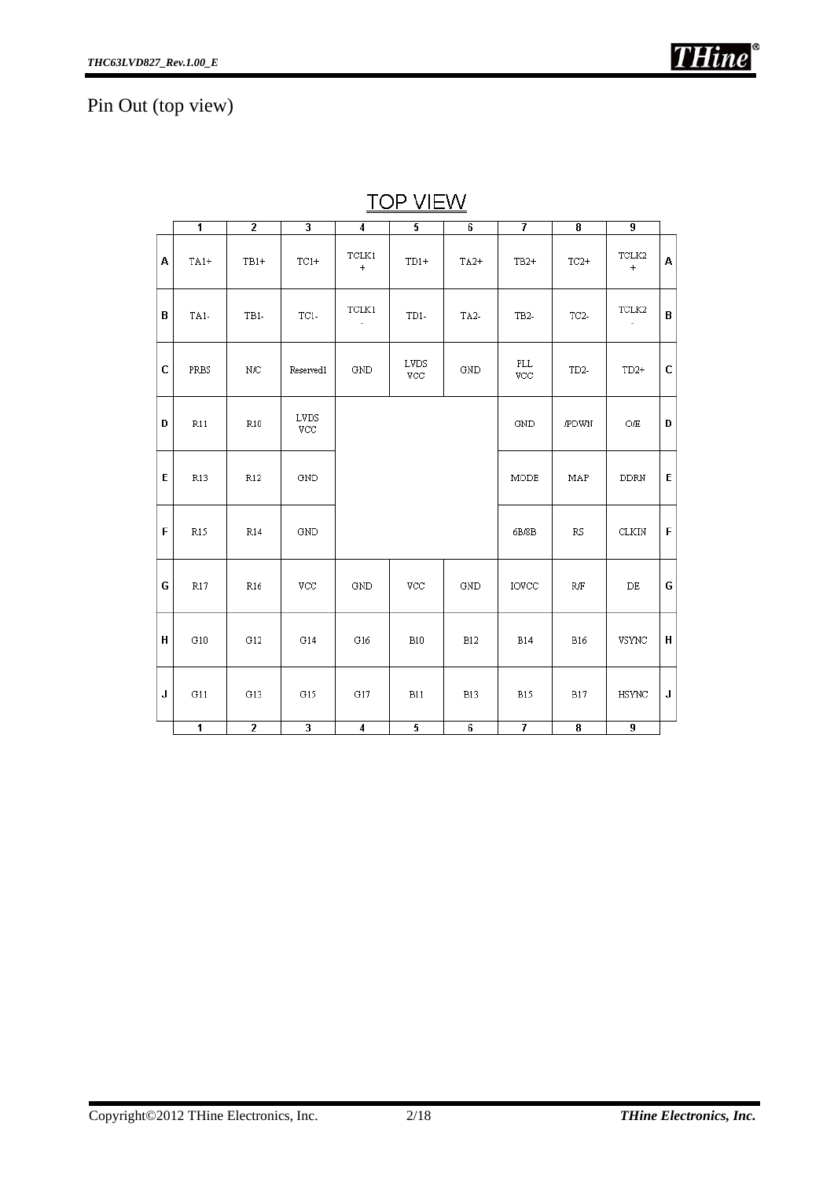# Pin Out (top view)

TOP VIEW

| | 1 | 2 | 3 | 4 | 5 | 6 | 7 | 8 | 9 | |
|---|---|---|---|---|---|---|---|---|---|---|
| A | TA1+ | TB1+ | TC1+ | TCLK1 + | TD1+ | TA2+ | TB2+ | TC2+ | TCLK2 + | A |
| B | TA1- | TB1- | TC1- | TCLK1 - | TD1- | TA2- | TB2- | TC2- | TCLK2 - | B |
| C | PRBS | N/C | Reserved1 | GND | LVDS VCC | GND | PLL VCC | TD2- | TD2+ | C |
| D | R11 | R10 | LVDS VCC | | | | GND | /PDWN | O/E | D |
| E | R13 | R12 | GND | | | | MODE | MAP | DDRN | E |
| F | R15 | R14 | GND | | | | 6B/8B | RS | CLKIN | F |
| G | R17 | R16 | VCC | GND | VCC | GND | IOVCC | R/F | DE | G |
| H | G10 | G12 | G14 | G16 | B10 | B12 | B14 | B16 | VSYNC | H |
| J | G11 | G13 | G15 | G17 | B11 | B13 | B15 | B17 | HSYNC | J |
| | 1 | 2 | 3 | 4 | 5 | 6 | 7 | 8 | 9 | |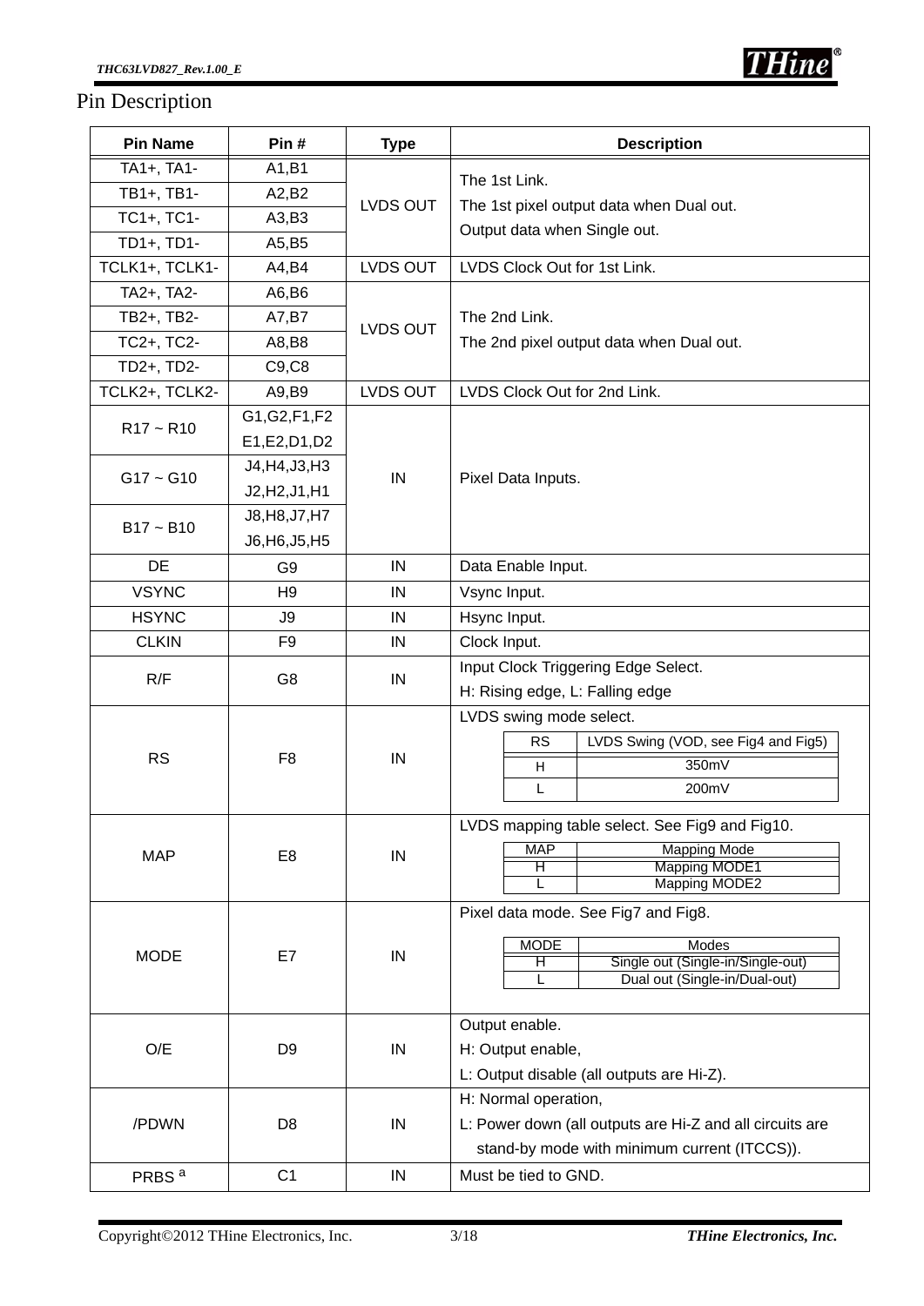# Pin Description

| Pin Name | Pin # | Type | Description |
|---|---|---|---|
| TA1+, TA1- | A1,B1 | LVDS OUT | The 1st Link.<br>The 1st pixel output data when Dual out.<br>Output data when Single out. |
| TB1+, TB1- | A2,B2 | | |
| TC1+, TC1- | A3,B3 | | |
| TD1+, TD1- | A5,B5 | | |
| TCLK1+, TCLK1- | A4,B4 | LVDS OUT | LVDS Clock Out for 1st Link. |
| TA2+, TA2- | A6,B6 | LVDS OUT | The 2nd Link.<br>The 2nd pixel output data when Dual out. |
| TB2+, TB2- | A7,B7 | | |
| TC2+, TC2- | A8,B8 | | |
| TD2+, TD2- | C9,C8 | | |
| TCLK2+, TCLK2- | A9,B9 | LVDS OUT | LVDS Clock Out for 2nd Link. |
| R17 ~ R10 | G1,G2,F1,F2<br>E1,E2,D1,D2 | IN | Pixel Data Inputs. |
| G17 ~ G10 | J4,H4,J3,H3<br>J2,H2,J1,H1 | | |
| B17 ~ B10 | J8,H8,J7,H7<br>J6,H6,J5,H5 | | |
| DE | G9 | IN | Data Enable Input. |
| VSYNC | H9 | IN | Vsync Input. |
| HSYNC | J9 | IN | Hsync Input. |
| CLKIN | F9 | IN | Clock Input. |
| R/F | G8 | IN | Input Clock Triggering Edge Select.<br>H: Rising edge, L: Falling edge |
| RS | F8 | IN | LVDS swing mode select.<br>RS: H → LVDS Swing (VOD, see Fig4 and Fig5) 350mV<br>RS: L → LVDS Swing (VOD, see Fig4 and Fig5) 200mV |
| MAP | E8 | IN | LVDS mapping table select. See Fig9 and Fig10.<br>MAP: H → Mapping MODE1<br>MAP: L → Mapping MODE2 |
| MODE | E7 | IN | Pixel data mode. See Fig7 and Fig8.<br>MODE: H → Single out (Single-in/Single-out)<br>MODE: L → Dual out (Single-in/Dual-out) |
| O/E | D9 | IN | Output enable.<br>H: Output enable,<br>L: Output disable (all outputs are Hi-Z). |
| /PDWN | D8 | IN | H: Normal operation,<br>L: Power down (all outputs are Hi-Z and all circuits are stand-by mode with minimum current (ITCCS)). |
| PRBS [a] | C1 | IN | Must be tied to GND. |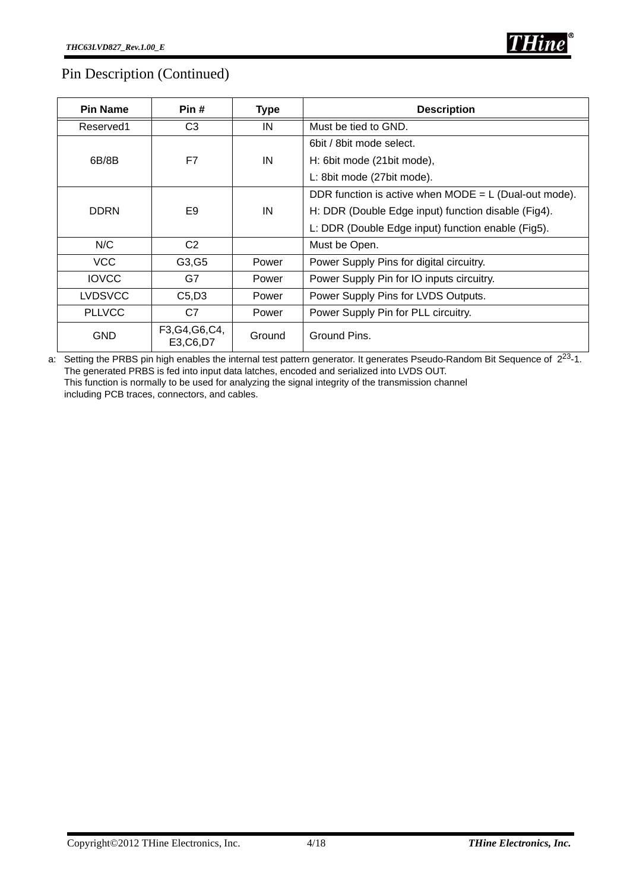## Pin Description (Continued)

| Pin Name | Pin # | Type | Description |
|---|---|---|---|
| Reserved1 | C3 | IN | Must be tied to GND. |
| 6B/8B | F7 | IN | 6bit / 8bit mode select.<br>H: 6bit mode (21bit mode),<br>L: 8bit mode (27bit mode). |
| DDRN | E9 | IN | DDR function is active when MODE = L (Dual-out mode).<br>H: DDR (Double Edge input) function disable (Fig4).<br>L: DDR (Double Edge input) function enable (Fig5). |
| N/C | C2 | | Must be Open. |
| VCC | G3,G5 | Power | Power Supply Pins for digital circuitry. |
| IOVCC | G7 | Power | Power Supply Pin for IO inputs circuitry. |
| LVDSVCC | C5,D3 | Power | Power Supply Pins for LVDS Outputs. |
| PLLVCC | C7 | Power | Power Supply Pin for PLL circuitry. |
| GND | F3,G4,G6,C4,<br>E3,C6,D7 | Ground | Ground Pins. |

a: Setting the PRBS pin high enables the internal test pattern generator. It generates Pseudo-Random Bit Sequence of $2^{23}$-1.
The generated PRBS is fed into input data latches, encoded and serialized into LVDS OUT.
This function is normally to be used for analyzing the signal integrity of the transmission channel including PCB traces, connectors, and cables.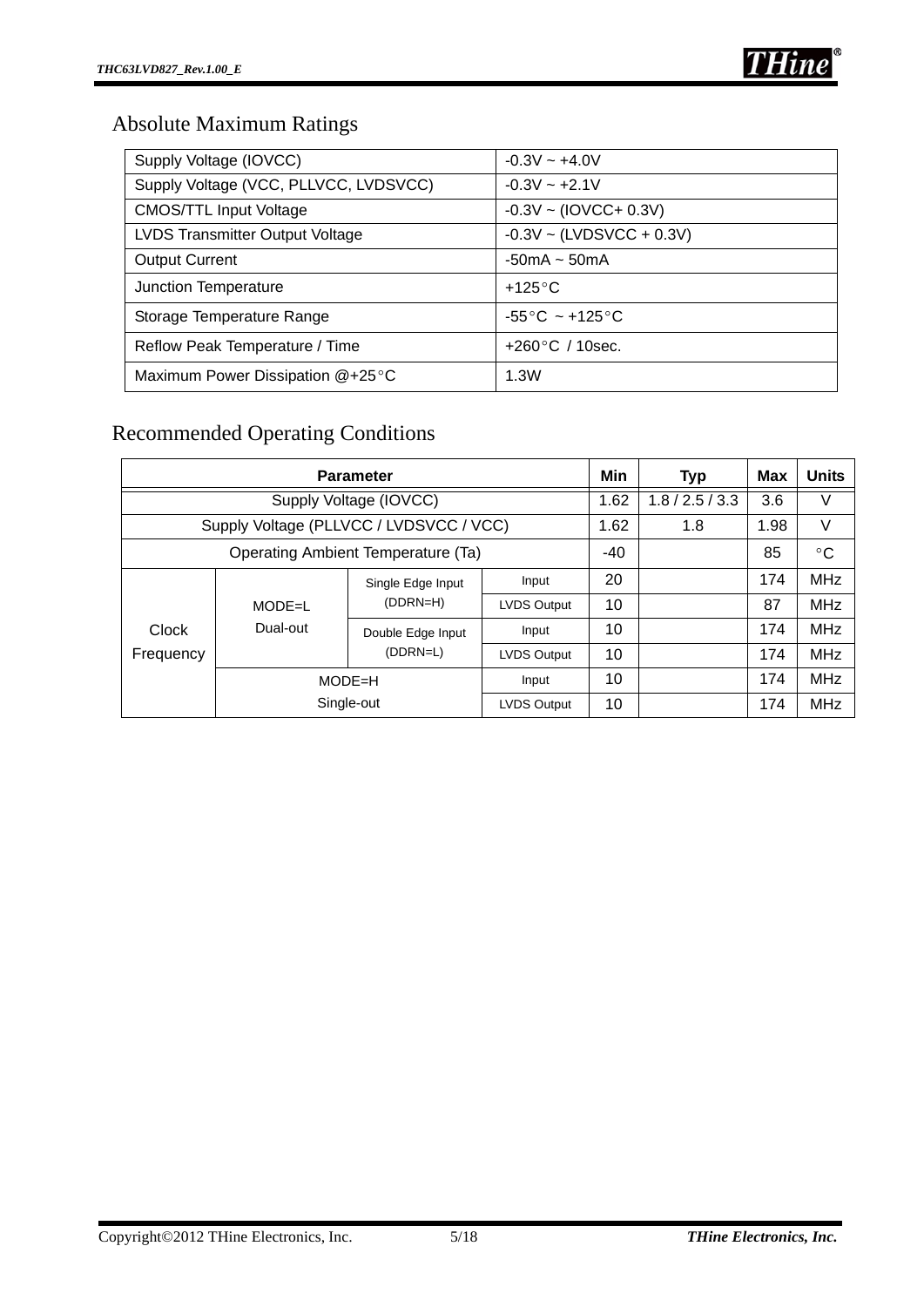## Absolute Maximum Ratings

| | |
|---|---|
| Supply Voltage (IOVCC) | -0.3V ~ +4.0V |
| Supply Voltage (VCC, PLLVCC, LVDSVCC) | -0.3V ~ +2.1V |
| CMOS/TTL Input Voltage | -0.3V ~ (IOVCC+ 0.3V) |
| LVDS Transmitter Output Voltage | -0.3V ~ (LVDSVCC + 0.3V) |
| Output Current | -50mA ~ 50mA |
| Junction Temperature | +125°C |
| Storage Temperature Range | -55°C ~ +125°C |
| Reflow Peak Temperature / Time | +260°C / 10sec. |
| Maximum Power Dissipation @+25°C | 1.3W |

## Recommended Operating Conditions

| Parameter | | | | Min | Typ | Max | Units |
|---|---|---|---|---|---|---|---|
| Supply Voltage (IOVCC) | | | | 1.62 | 1.8 / 2.5 / 3.3 | 3.6 | V |
| Supply Voltage (PLLVCC / LVDSVCC / VCC) | | | | 1.62 | 1.8 | 1.98 | V |
| Operating Ambient Temperature (Ta) | | | | -40 | | 85 | °C |
| Clock Frequency | MODE=L Dual-out | Single Edge Input (DDRN=H) | Input | 20 | | 174 | MHz |
| | | | LVDS Output | 10 | | 87 | MHz |
| | | Double Edge Input (DDRN=L) | Input | 10 | | 174 | MHz |
| | | | LVDS Output | 10 | | 174 | MHz |
| | MODE=H Single-out | | Input | 10 | | 174 | MHz |
| | | | LVDS Output | 10 | | 174 | MHz |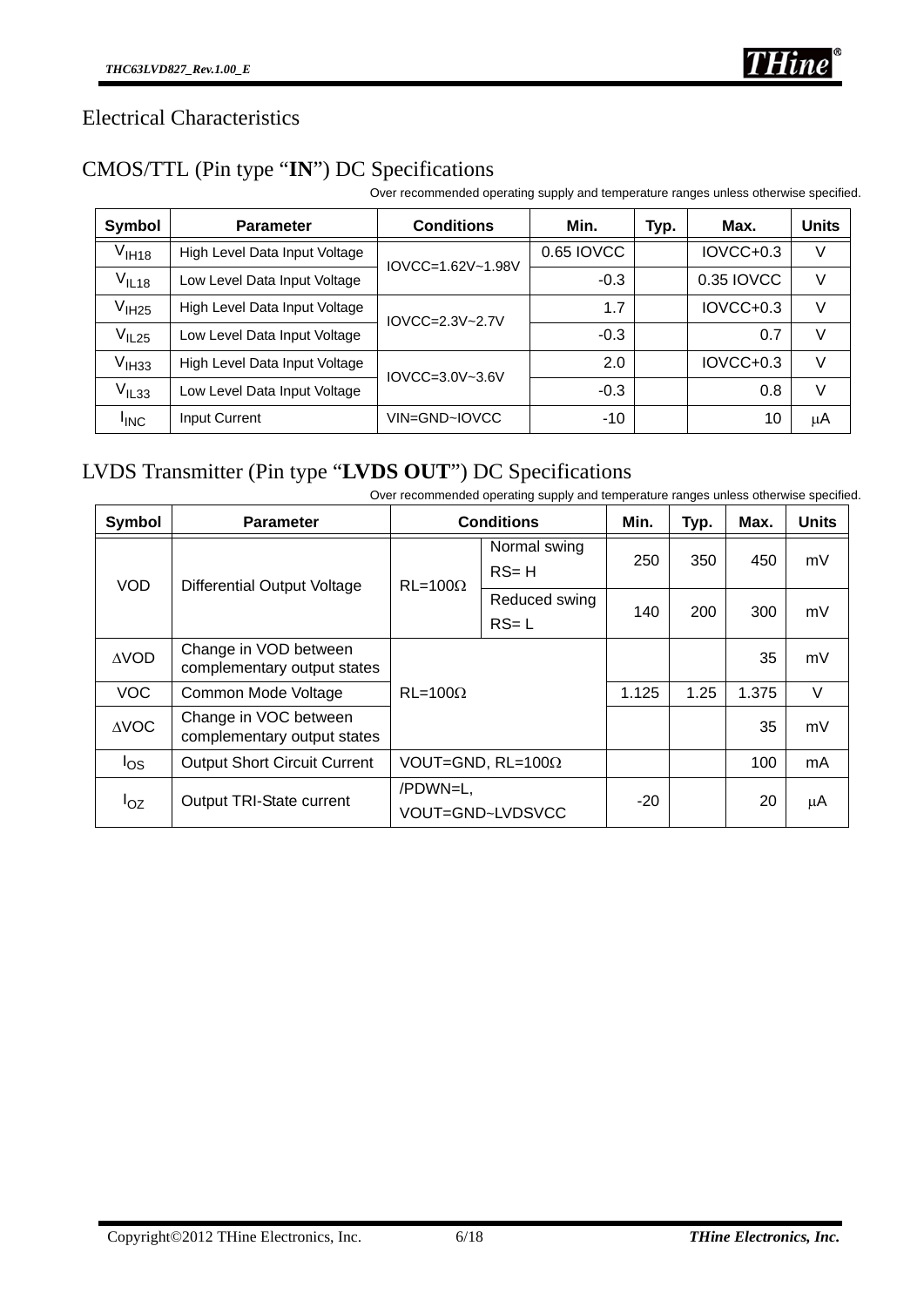# Electrical Characteristics

## CMOS/TTL (Pin type "**IN**") DC Specifications

Over recommended operating supply and temperature ranges unless otherwise specified.

| Symbol | Parameter | Conditions | Min. | Typ. | Max. | Units |
|---|---|---|---|---|---|---|
| $V_{IH18}$ | High Level Data Input Voltage | IOVCC=1.62V~1.98V | 0.65 IOVCC | | IOVCC+0.3 | V |
| $V_{IL18}$ | Low Level Data Input Voltage | | -0.3 | | 0.35 IOVCC | V |
| $V_{IH25}$ | High Level Data Input Voltage | IOVCC=2.3V~2.7V | 1.7 | | IOVCC+0.3 | V |
| $V_{IL25}$ | Low Level Data Input Voltage | | -0.3 | | 0.7 | V |
| $V_{IH33}$ | High Level Data Input Voltage | IOVCC=3.0V~3.6V | 2.0 | | IOVCC+0.3 | V |
| $V_{IL33}$ | Low Level Data Input Voltage | | -0.3 | | 0.8 | V |
| $I_{INC}$ | Input Current | VIN=GND~IOVCC | -10 | | 10 | μA |

## LVDS Transmitter (Pin type "**LVDS OUT**") DC Specifications

Over recommended operating supply and temperature ranges unless otherwise specified.

| Symbol | Parameter | Conditions | | Min. | Typ. | Max. | Units |
|---|---|---|---|---|---|---|---|
| VOD | Differential Output Voltage | RL=100Ω | Normal swing RS= H | 250 | 350 | 450 | mV |
| | | | Reduced swing RS= L | 140 | 200 | 300 | mV |
| ΔVOD | Change in VOD between complementary output states | RL=100Ω | | | | 35 | mV |
| VOC | Common Mode Voltage | | | 1.125 | 1.25 | 1.375 | V |
| ΔVOC | Change in VOC between complementary output states | | | | | 35 | mV |
| $I_{OS}$ | Output Short Circuit Current | VOUT=GND, RL=100Ω | | | | 100 | mA |
| $I_{OZ}$ | Output TRI-State current | /PDWN=L, VOUT=GND~LVDSVCC | | -20 | | 20 | μA |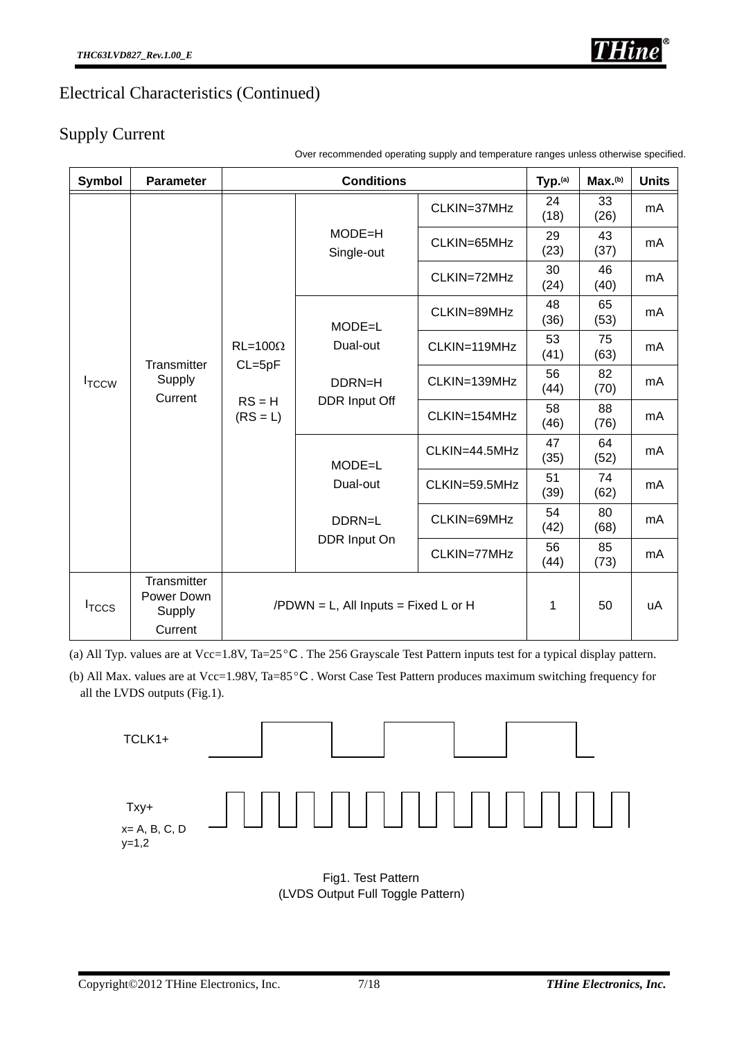# Electrical Characteristics (Continued)

## Supply Current

Over recommended operating supply and temperature ranges unless otherwise specified.

| Symbol | Parameter | Conditions | | | Typ.[a] | Max.[b] | Units |
|---|---|---|---|---|---|---|---|
| $I_{TCCW}$ | Transmitter Supply Current | RL=100Ω CL=5pF RS = H (RS = L) | MODE=H Single-out | CLKIN=37MHz | 24 (18) | 33 (26) | mA |
| | | | | CLKIN=65MHz | 29 (23) | 43 (37) | mA |
| | | | | CLKIN=72MHz | 30 (24) | 46 (40) | mA |
| | | | MODE=L Dual-out DDRN=H DDR Input Off | CLKIN=89MHz | 48 (36) | 65 (53) | mA |
| | | | | CLKIN=119MHz | 53 (41) | 75 (63) | mA |
| | | | | CLKIN=139MHz | 56 (44) | 82 (70) | mA |
| | | | | CLKIN=154MHz | 58 (46) | 88 (76) | mA |
| | | | MODE=L Dual-out DDRN=L DDR Input On | CLKIN=44.5MHz | 47 (35) | 64 (52) | mA |
| | | | | CLKIN=59.5MHz | 51 (39) | 74 (62) | mA |
| | | | | CLKIN=69MHz | 54 (42) | 80 (68) | mA |
| | | | | CLKIN=77MHz | 56 (44) | 85 (73) | mA |
| $I_{TCCS}$ | Transmitter Power Down Supply Current | /PDWN = L, All Inputs = Fixed L or H | | | 1 | 50 | uA |

(a) All Typ. values are at Vcc=1.8V, Ta=25°C . The 256 Grayscale Test Pattern inputs test for a typical display pattern.

(b) All Max. values are at Vcc=1.98V, Ta=85°C . Worst Case Test Pattern produces maximum switching frequency for all the LVDS outputs (Fig.1).

TCLK1+

Txy+
x= A, B, C, D
y=1,2

Fig1. Test Pattern
(LVDS Output Full Toggle Pattern)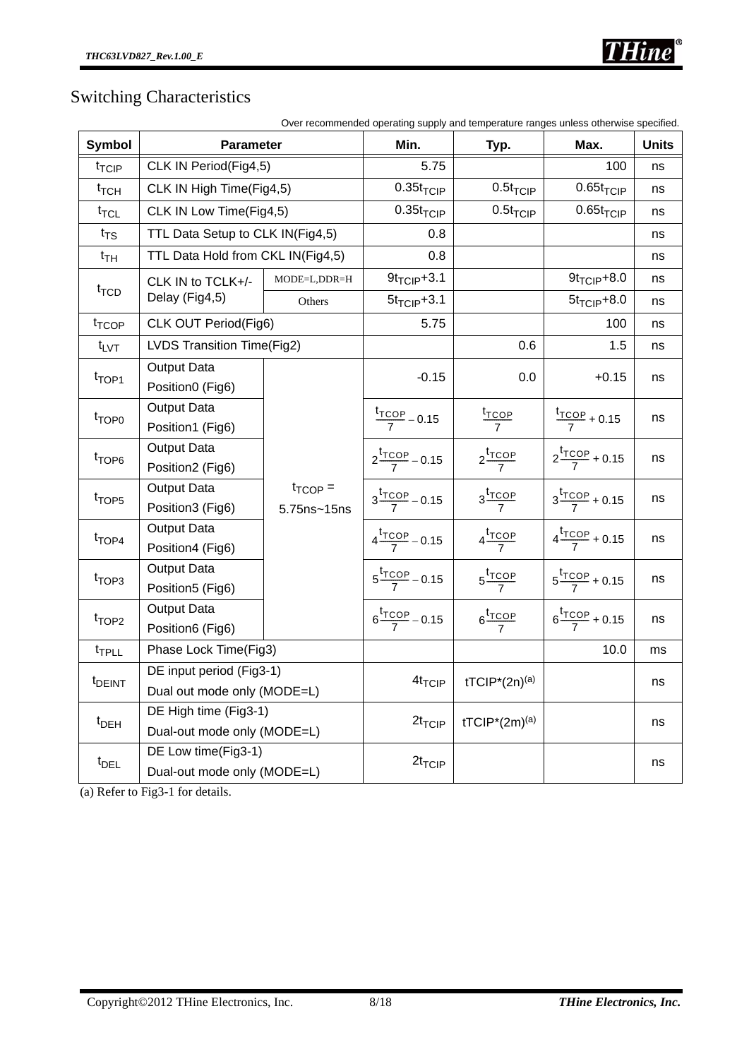## Switching Characteristics

Over recommended operating supply and temperature ranges unless otherwise specified.

| Symbol | Parameter | | Min. | Typ. | Max. | Units |
|---|---|---|---|---|---|---|
| $t_{TCIP}$ | CLK IN Period(Fig4,5) | | 5.75 | | 100 | ns |
| $t_{TCH}$ | CLK IN High Time(Fig4,5) | | $0.35t_{TCIP}$ | $0.5t_{TCIP}$ | $0.65t_{TCIP}$ | ns |
| $t_{TCL}$ | CLK IN Low Time(Fig4,5) | | $0.35t_{TCIP}$ | $0.5t_{TCIP}$ | $0.65t_{TCIP}$ | ns |
| $t_{TS}$ | TTL Data Setup to CLK IN(Fig4,5) | | 0.8 | | | ns |
| $t_{TH}$ | TTL Data Hold from CKL IN(Fig4,5) | | 0.8 | | | ns |
| $t_{TCD}$ | CLK IN to TCLK+/- Delay (Fig4,5) | MODE=L,DDR=H | $9t_{TCIP}$+3.1 | | $9t_{TCIP}$+8.0 | ns |
| | | Others | $5t_{TCIP}$+3.1 | | $5t_{TCIP}$+8.0 | ns |
| $t_{TCOP}$ | CLK OUT Period(Fig6) | | 5.75 | | 100 | ns |
| $t_{LVT}$ | LVDS Transition Time(Fig2) | | | 0.6 | 1.5 | ns |
| $t_{TOP1}$ | Output Data Position0 (Fig6) | $t_{TCOP}$ = 5.75ns~15ns | -0.15 | 0.0 | +0.15 | ns |
| $t_{TOP0}$ | Output Data Position1 (Fig6) | | $\frac{t_{TCOP}}{7} - 0.15$ | $\frac{t_{TCOP}}{7}$ | $\frac{t_{TCOP}}{7} + 0.15$ | ns |
| $t_{TOP6}$ | Output Data Position2 (Fig6) | | $2\frac{t_{TCOP}}{7} - 0.15$ | $2\frac{t_{TCOP}}{7}$ | $2\frac{t_{TCOP}}{7} + 0.15$ | ns |
| $t_{TOP5}$ | Output Data Position3 (Fig6) | | $3\frac{t_{TCOP}}{7} - 0.15$ | $3\frac{t_{TCOP}}{7}$ | $3\frac{t_{TCOP}}{7} + 0.15$ | ns |
| $t_{TOP4}$ | Output Data Position4 (Fig6) | | $4\frac{t_{TCOP}}{7} - 0.15$ | $4\frac{t_{TCOP}}{7}$ | $4\frac{t_{TCOP}}{7} + 0.15$ | ns |
| $t_{TOP3}$ | Output Data Position5 (Fig6) | | $5\frac{t_{TCOP}}{7} - 0.15$ | $5\frac{t_{TCOP}}{7}$ | $5\frac{t_{TCOP}}{7} + 0.15$ | ns |
| $t_{TOP2}$ | Output Data Position6 (Fig6) | | $6\frac{t_{TCOP}}{7} - 0.15$ | $6\frac{t_{TCOP}}{7}$ | $6\frac{t_{TCOP}}{7} + 0.15$ | ns |
| $t_{TPLL}$ | Phase Lock Time(Fig3) | | | | 10.0 | ms |
| $t_{DEINT}$ | DE input period (Fig3-1) Dual out mode only (MODE=L) | | $4t_{TCIP}$ | tTCIP*(2n)[(a)] | | ns |
| $t_{DEH}$ | DE High time (Fig3-1) Dual-out mode only (MODE=L) | | $2t_{TCIP}$ | tTCIP*(2m)[(a)] | | ns |
| $t_{DEL}$ | DE Low time(Fig3-1) Dual-out mode only (MODE=L) | | $2t_{TCIP}$ | | | ns |

(a) Refer to Fig3-1 for details.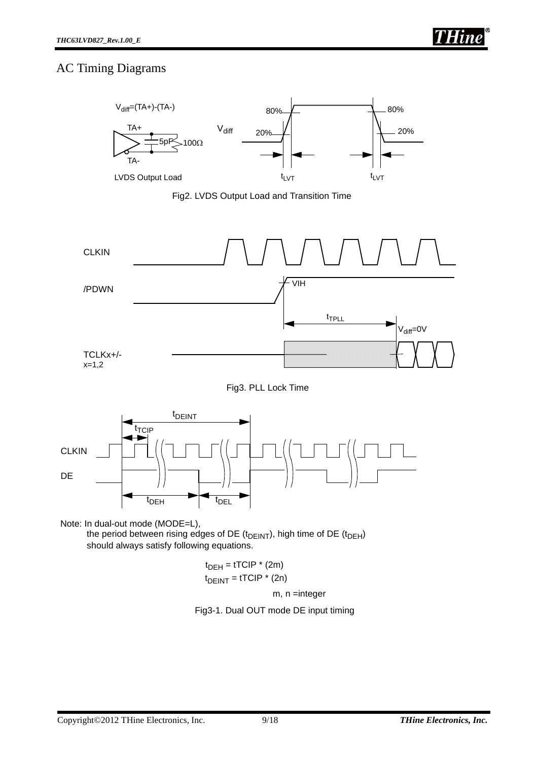## AC Timing Diagrams

$V_{diff}$=(TA+)-(TA-)

TA+

5pF

100Ω

TA-

LVDS Output Load

$V_{diff}$

80%

20%

80%

20%

$t_{LVT}$

$t_{LVT}$

Fig2. LVDS Output Load and Transition Time

CLKIN

/PDWN

VIH

$t_{TPLL}$

$V_{diff}$=0V

TCLKx+/-
x=1,2

Fig3. PLL Lock Time

$t_{DEINT}$

$t_{TCIP}$

CLKIN

DE

$t_{DEH}$

$t_{DEL}$

Note: In dual-out mode (MODE=L),
the period between rising edges of DE ($t_{DEINT}$), high time of DE ($t_{DEH}$) should always satisfy following equations.

$$t_{DEH} = tTCIP * (2m)$$

$$t_{DEINT} = tTCIP * (2n)$$

m, n =integer

Fig3-1. Dual OUT mode DE input timing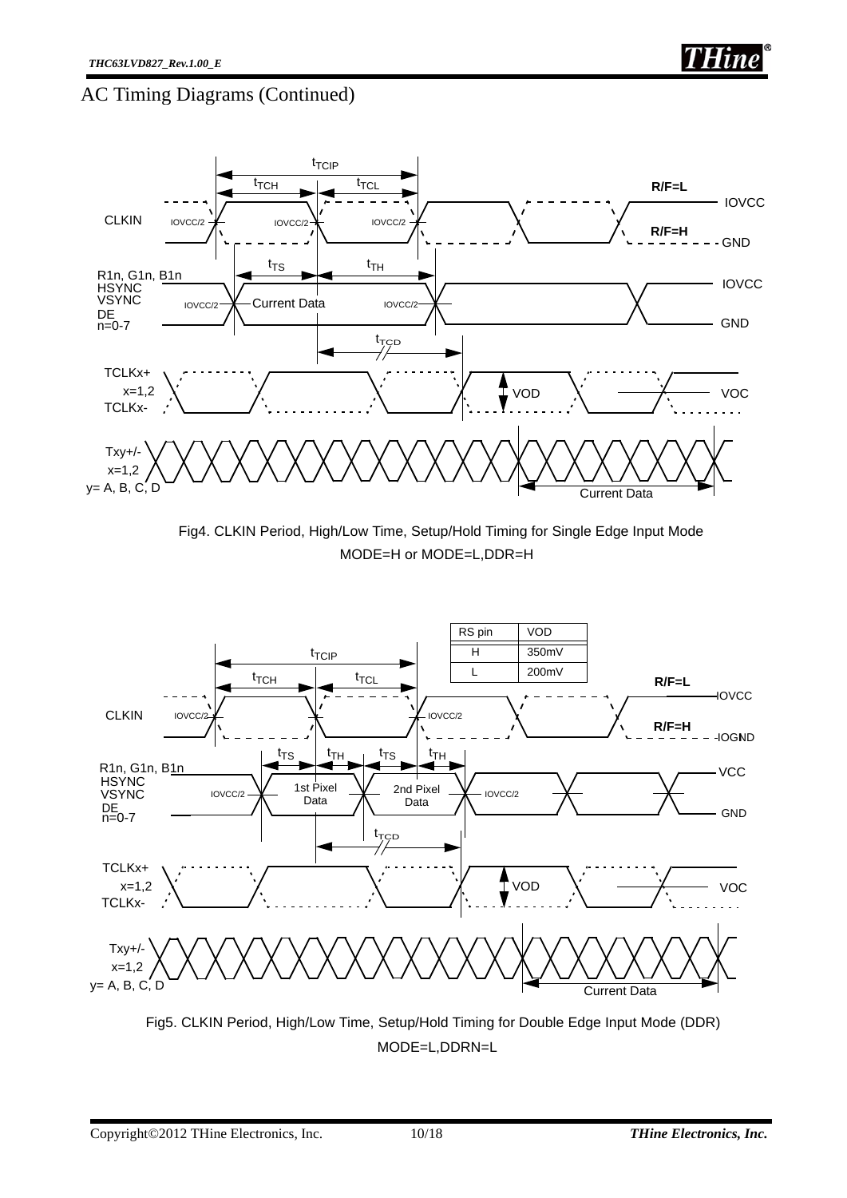# AC Timing Diagrams (Continued)

Fig4. CLKIN Period, High/Low Time, Setup/Hold Timing for Single Edge Input Mode
MODE=H or MODE=L,DDR=H

| RS pin | VOD |
| --- | --- |
| H | 350mV |
| L | 200mV |

Fig5. CLKIN Period, High/Low Time, Setup/Hold Timing for Double Edge Input Mode (DDR)
MODE=L,DDRN=L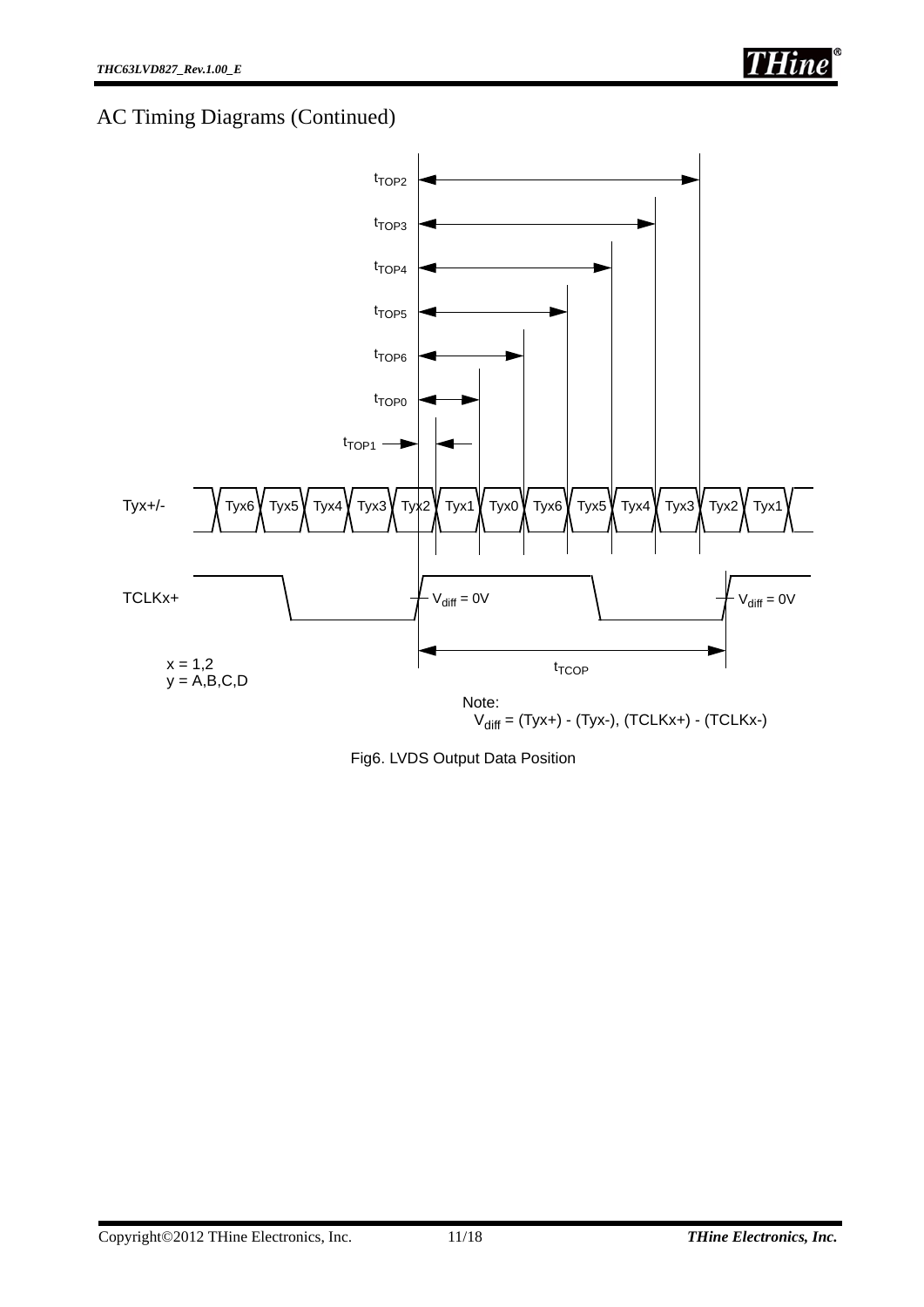# AC Timing Diagrams (Continued)

$t_{TOP2}$

$t_{TOP3}$

$t_{TOP4}$

$t_{TOP5}$

$t_{TOP6}$

$t_{TOP0}$

$t_{TOP1}$

Tyx+/- Tyx6 Tyx5 Tyx4 Tyx3 Tyx2 Tyx1 Tyx0 Tyx6 Tyx5 Tyx4 Tyx3 Tyx2 Tyx1

TCLKx+ $V_{diff}$ = 0V $V_{diff}$ = 0V

x = 1,2
y = A,B,C,D

$t_{TCOP}$

Note:
$V_{diff}$ = (Tyx+) - (Tyx-), (TCLKx+) - (TCLKx-)

Fig6. LVDS Output Data Position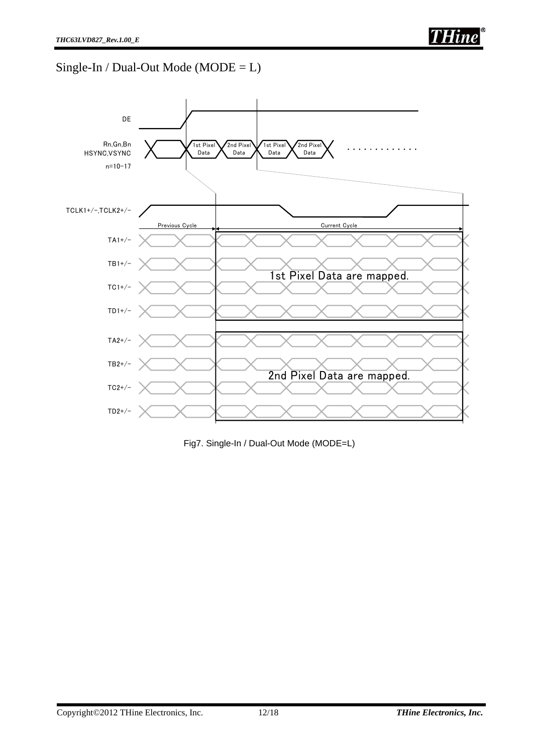## Single-In / Dual-Out Mode (MODE = L)

DE

Rn,Gn,Bn
HSYNC,VSYNC
n=10-17

1st Pixel Data | 2nd Pixel Data | 1st Pixel Data | 2nd Pixel Data | . . . . . . . . . . . . .

TCLK1+/-,TCLK2+/-

Previous Cycle | Current Cycle

TA1+/-
TB1+/-
TC1+/-
TD1+/-

1st Pixel Data are mapped.

TA2+/-
TB2+/-
TC2+/-
TD2+/-

2nd Pixel Data are mapped.

Fig7. Single-In / Dual-Out Mode (MODE=L)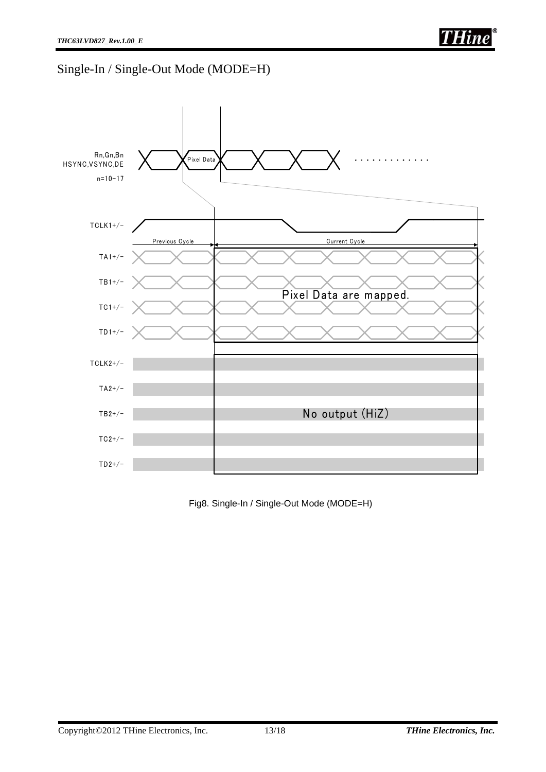## Single-In / Single-Out Mode (MODE=H)

Rn,Gn,Bn
HSYNC,VSYNC,DE
n=10-17

Pixel Data

. . . . . . . . . . . . .

TCLK1+/-

Previous Cycle

Current Cycle

TA1+/-

TB1+/-

TC1+/-

TD1+/-

Pixel Data are mapped.

TCLK2+/-

TA2+/-

TB2+/-

TC2+/-

TD2+/-

No output (HiZ)

Fig8. Single-In / Single-Out Mode (MODE=H)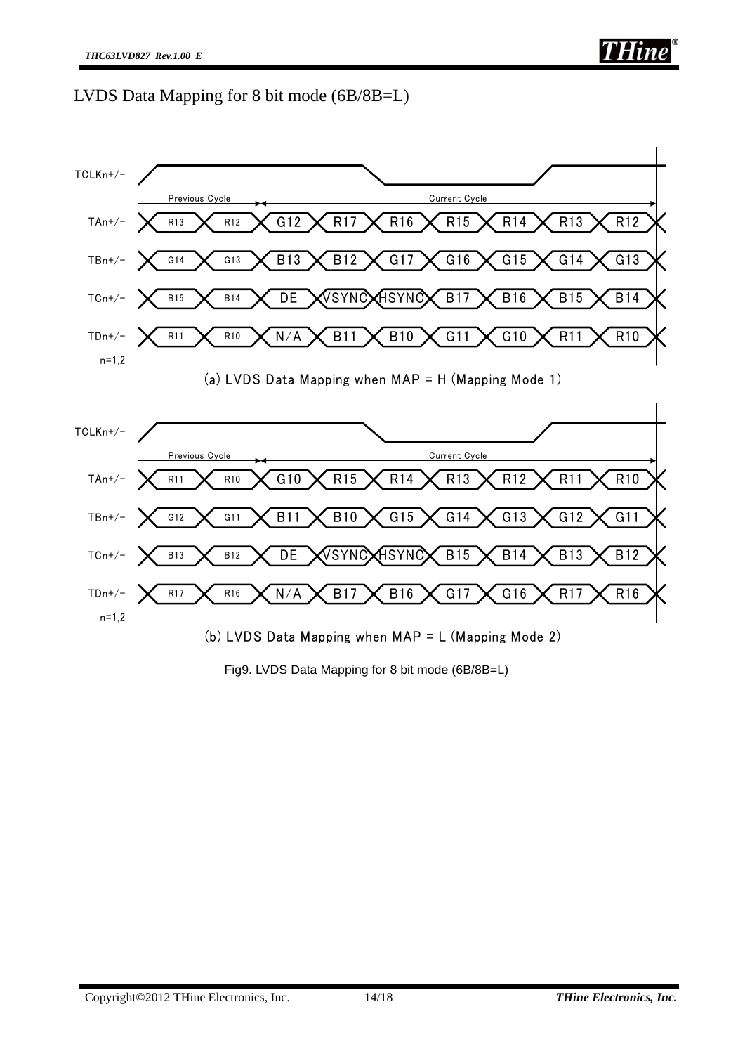## LVDS Data Mapping for 8 bit mode (6B/8B=L)

(a) LVDS Data Mapping when MAP = H (Mapping Mode 1)

| Signal | Previous Cycle | | Current Cycle | | | | | | |
|---|---|---|---|---|---|---|---|---|---|
| TAn+/- | R13 | R12 | G12 | R17 | R16 | R15 | R14 | R13 | R12 |
| TBn+/- | G14 | G13 | B13 | B12 | G17 | G16 | G15 | G14 | G13 |
| TCn+/- | B15 | B14 | DE | VSYNC | HSYNC | B17 | B16 | B15 | B14 |
| TDn+/- | R11 | R10 | N/A | B11 | B10 | G11 | G10 | R11 | R10 |

n=1,2

(b) LVDS Data Mapping when MAP = L (Mapping Mode 2)

| Signal | Previous Cycle | | Current Cycle | | | | | | |
|---|---|---|---|---|---|---|---|---|---|
| TAn+/- | R11 | R10 | G10 | R15 | R14 | R13 | R12 | R11 | R10 |
| TBn+/- | G12 | G11 | B11 | B10 | G15 | G14 | G13 | G12 | G11 |
| TCn+/- | B13 | B12 | DE | VSYNC | HSYNC | B15 | B14 | B13 | B12 |
| TDn+/- | R17 | R16 | N/A | B17 | B16 | G17 | G16 | R17 | R16 |

n=1,2

Fig9. LVDS Data Mapping for 8 bit mode (6B/8B=L)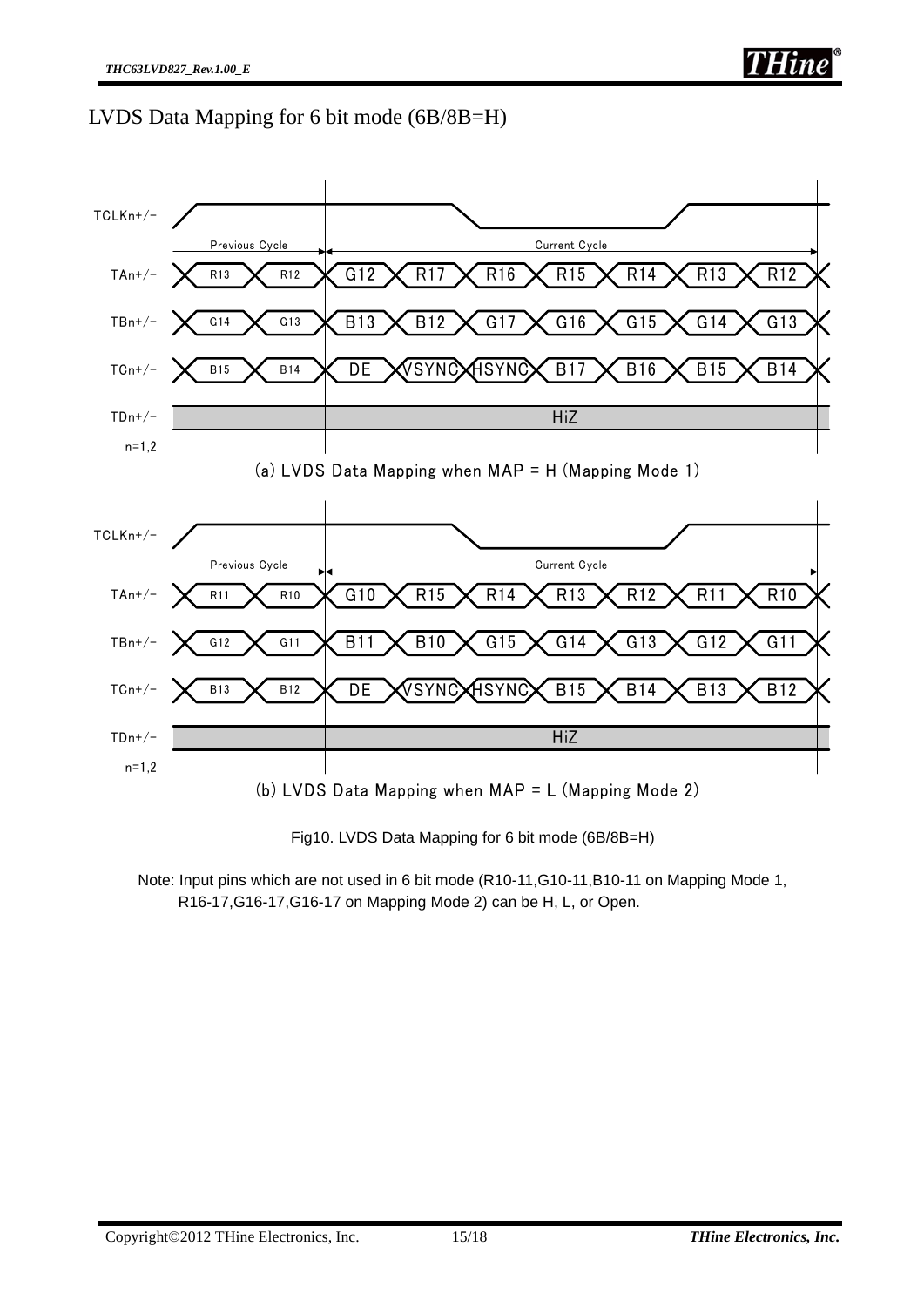## LVDS Data Mapping for 6 bit mode (6B/8B=H)

(a) LVDS Data Mapping when MAP = H (Mapping Mode 1)

| Signal | Previous Cycle | | Current Cycle | | | | | | |
|---|---|---|---|---|---|---|---|---|---|
| TCLKn+/- | | | | | | | | | |
| TAn+/- | R13 | R12 | G12 | R17 | R16 | R15 | R14 | R13 | R12 |
| TBn+/- | G14 | G13 | B13 | B12 | G17 | G16 | G15 | G14 | G13 |
| TCn+/- | B15 | B14 | DE | VSYNC | HSYNC | B17 | B16 | B15 | B14 |
| TDn+/- | HiZ | | | | | | | | |

n=1,2

(b) LVDS Data Mapping when MAP = L (Mapping Mode 2)

| Signal | Previous Cycle | | Current Cycle | | | | | | |
|---|---|---|---|---|---|---|---|---|---|
| TCLKn+/- | | | | | | | | | |
| TAn+/- | R11 | R10 | G10 | R15 | R14 | R13 | R12 | R11 | R10 |
| TBn+/- | G12 | G11 | B11 | B10 | G15 | G14 | G13 | G12 | G11 |
| TCn+/- | B13 | B12 | DE | VSYNC | HSYNC | B15 | B14 | B13 | B12 |
| TDn+/- | HiZ | | | | | | | | |

n=1,2

Fig10. LVDS Data Mapping for 6 bit mode (6B/8B=H)

Note: Input pins which are not used in 6 bit mode (R10-11,G10-11,B10-11 on Mapping Mode 1, R16-17,G16-17,G16-17 on Mapping Mode 2) can be H, L, or Open.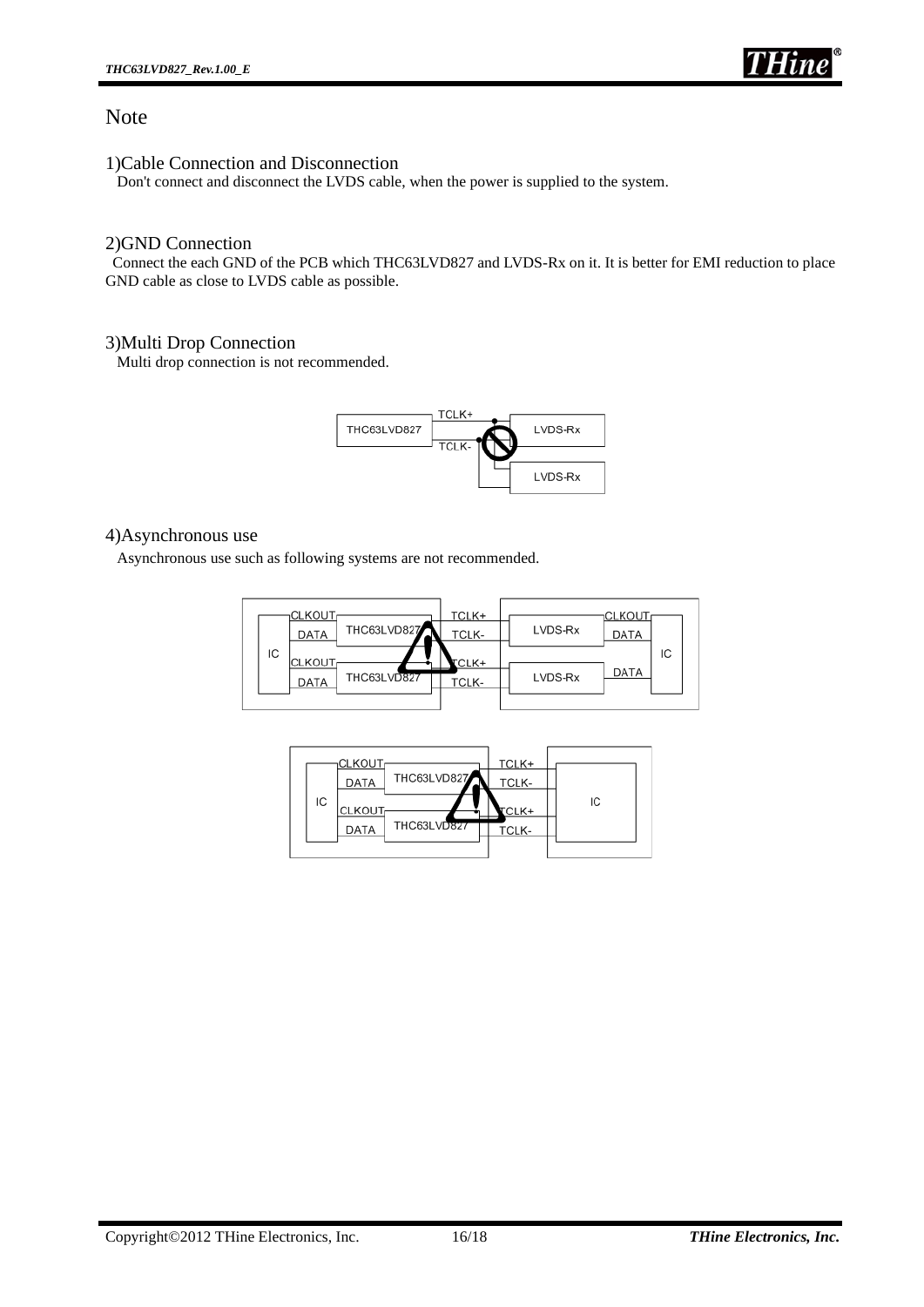# Note

## 1)Cable Connection and Disconnection

Don't connect and disconnect the LVDS cable, when the power is supplied to the system.

## 2)GND Connection

Connect the each GND of the PCB which THC63LVD827 and LVDS-Rx on it. It is better for EMI reduction to place GND cable as close to LVDS cable as possible.

## 3)Multi Drop Connection

Multi drop connection is not recommended.

## 4)Asynchronous use

Asynchronous use such as following systems are not recommended.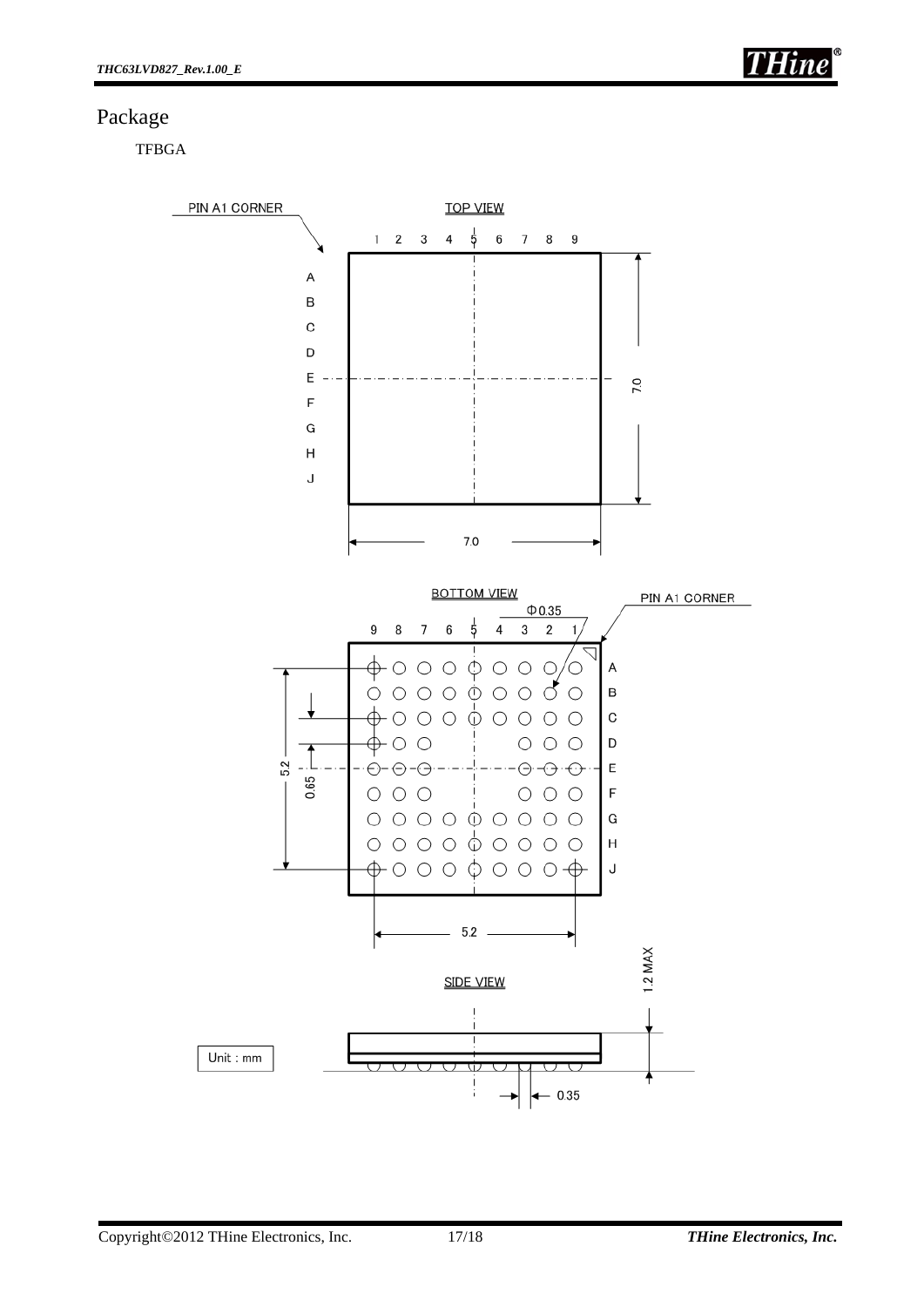## Package

TFBGA

PIN A1 CORNER

TOP VIEW

1 2 3 4 5 6 7 8 9

A B C D E F G H J

7.0

7.0

BOTTOM VIEW

PIN A1 CORNER

Φ0.35

9 8 7 6 5 4 3 2 1

A B C D E F G H J

5.2

0.65

5.2

1.2 MAX

SIDE VIEW

Unit : mm

0.35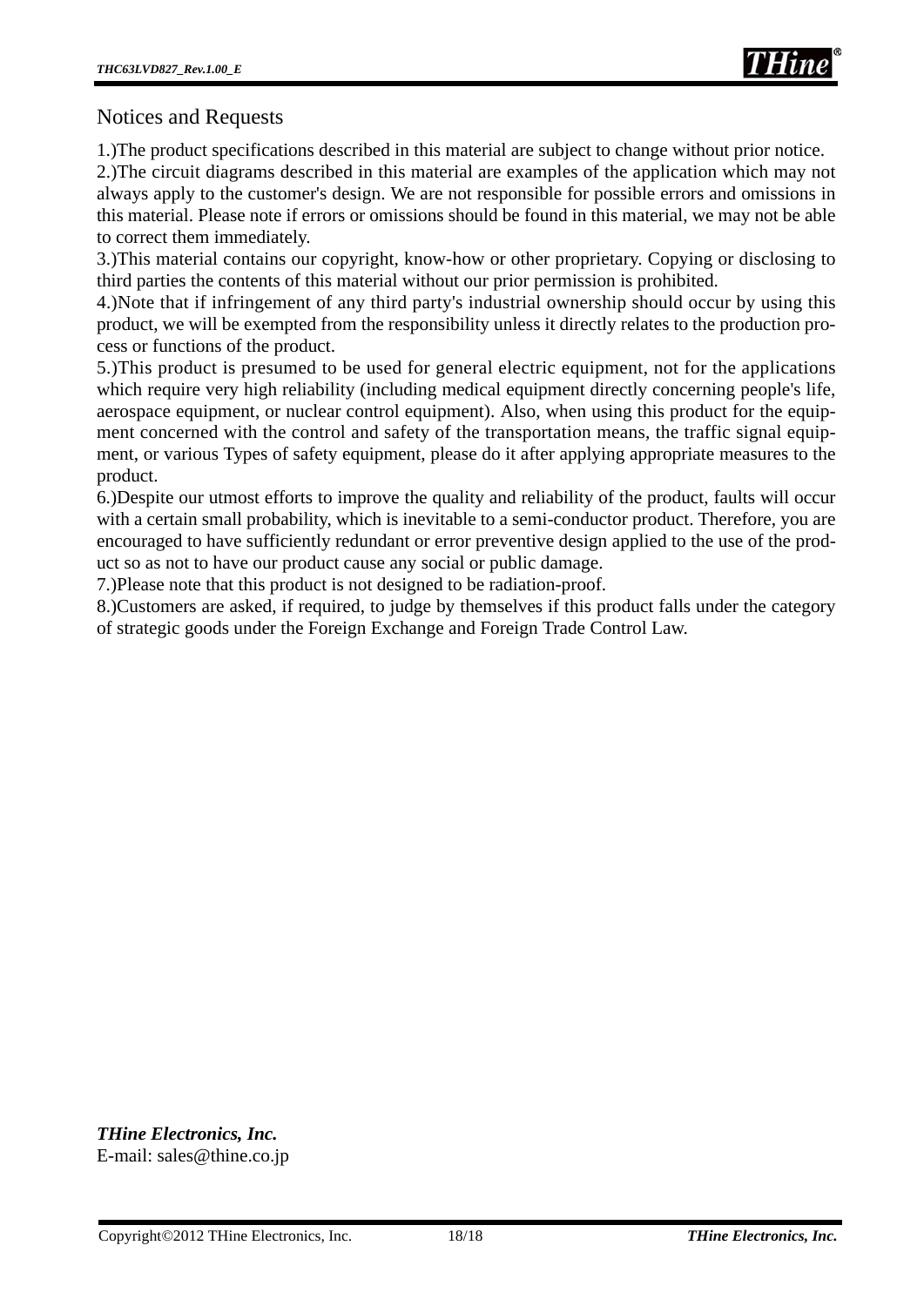## Notices and Requests

1.)The product specifications described in this material are subject to change without prior notice.
2.)The circuit diagrams described in this material are examples of the application which may not always apply to the customer's design. We are not responsible for possible errors and omissions in this material. Please note if errors or omissions should be found in this material, we may not be able to correct them immediately.
3.)This material contains our copyright, know-how or other proprietary. Copying or disclosing to third parties the contents of this material without our prior permission is prohibited.
4.)Note that if infringement of any third party's industrial ownership should occur by using this product, we will be exempted from the responsibility unless it directly relates to the production process or functions of the product.
5.)This product is presumed to be used for general electric equipment, not for the applications which require very high reliability (including medical equipment directly concerning people's life, aerospace equipment, or nuclear control equipment). Also, when using this product for the equipment concerned with the control and safety of the transportation means, the traffic signal equipment, or various Types of safety equipment, please do it after applying appropriate measures to the product.
6.)Despite our utmost efforts to improve the quality and reliability of the product, faults will occur with a certain small probability, which is inevitable to a semi-conductor product. Therefore, you are encouraged to have sufficiently redundant or error preventive design applied to the use of the product so as not to have our product cause any social or public damage.
7.)Please note that this product is not designed to be radiation-proof.
8.)Customers are asked, if required, to judge by themselves if this product falls under the category of strategic goods under the Foreign Exchange and Foreign Trade Control Law.

***THine Electronics, Inc.***
E-mail: sales@thine.co.jp